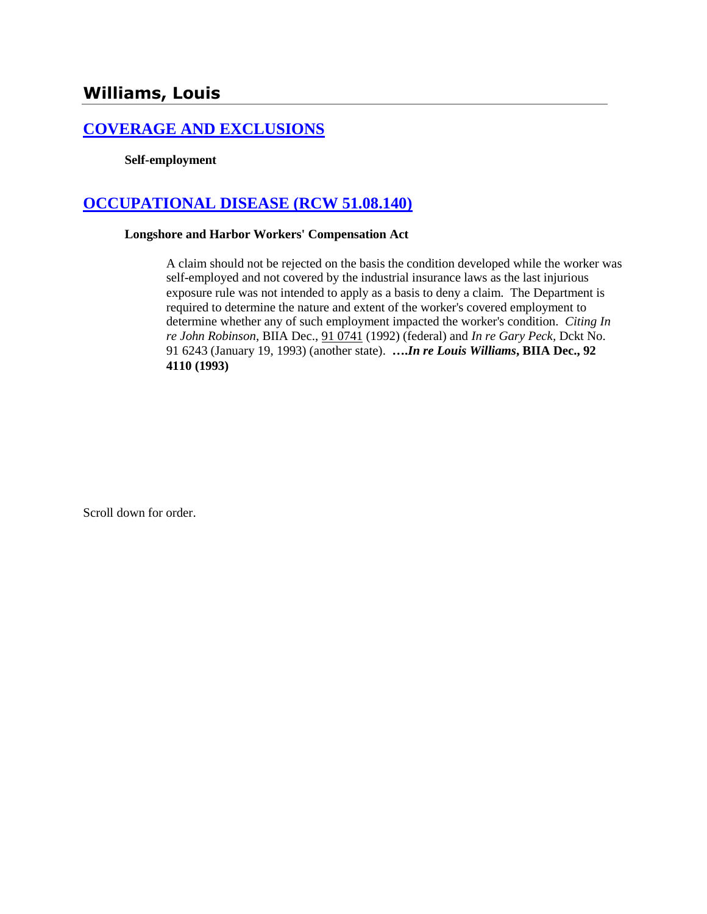## Williams, Louis

## [COVERAGE AND EXCLUSIONS]

**Self-employment**

## [OCCUPATIONAL DISEASE (RCW 51.08.140)]

**Longshore and Harbor Workers' Compensation Act**

> A claim should not be rejected on the basis the condition developed while the worker was self-employed and not covered by the industrial insurance laws as the last injurious exposure rule was not intended to apply as a basis to deny a claim. The Department is required to determine the nature and extent of the worker's covered employment to determine whether any of such employment impacted the worker's condition. *Citing In re John Robinson*, BIIA Dec., 91 0741 (1992) (federal) and *In re Gary Peck*, Dckt No. 91 6243 (January 19, 1993) (another state). ***….In re Louis Williams*, BIIA Dec., 92 4110 (1993)**

Scroll down for order.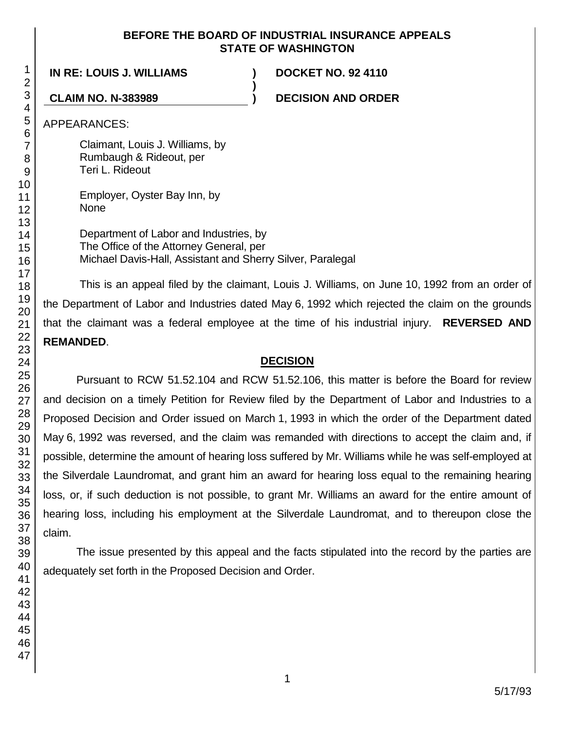**BEFORE THE BOARD OF INDUSTRIAL INSURANCE APPEALS**
**STATE OF WASHINGTON**

| | | |
|---|---|---|
| **IN RE: LOUIS J. WILLIAMS** | **)** | **DOCKET NO. 92 4110** |
| | **)** | |
| **CLAIM NO. N-383989** | **)** | **DECISION AND ORDER** |

APPEARANCES:

Claimant, Louis J. Williams, by
Rumbaugh & Rideout, per
Teri L. Rideout

Employer, Oyster Bay Inn, by
None

Department of Labor and Industries, by
The Office of the Attorney General, per
Michael Davis-Hall, Assistant and Sherry Silver, Paralegal

This is an appeal filed by the claimant, Louis J. Williams, on June 10, 1992 from an order of the Department of Labor and Industries dated May 6, 1992 which rejected the claim on the grounds that the claimant was a federal employee at the time of his industrial injury. **REVERSED AND REMANDED**.

## DECISION

Pursuant to RCW 51.52.104 and RCW 51.52.106, this matter is before the Board for review and decision on a timely Petition for Review filed by the Department of Labor and Industries to a Proposed Decision and Order issued on March 1, 1993 in which the order of the Department dated May 6, 1992 was reversed, and the claim was remanded with directions to accept the claim and, if possible, determine the amount of hearing loss suffered by Mr. Williams while he was self-employed at the Silverdale Laundromat, and grant him an award for hearing loss equal to the remaining hearing loss, or, if such deduction is not possible, to grant Mr. Williams an award for the entire amount of hearing loss, including his employment at the Silverdale Laundromat, and to thereupon close the claim.

The issue presented by this appeal and the facts stipulated into the record by the parties are adequately set forth in the Proposed Decision and Order.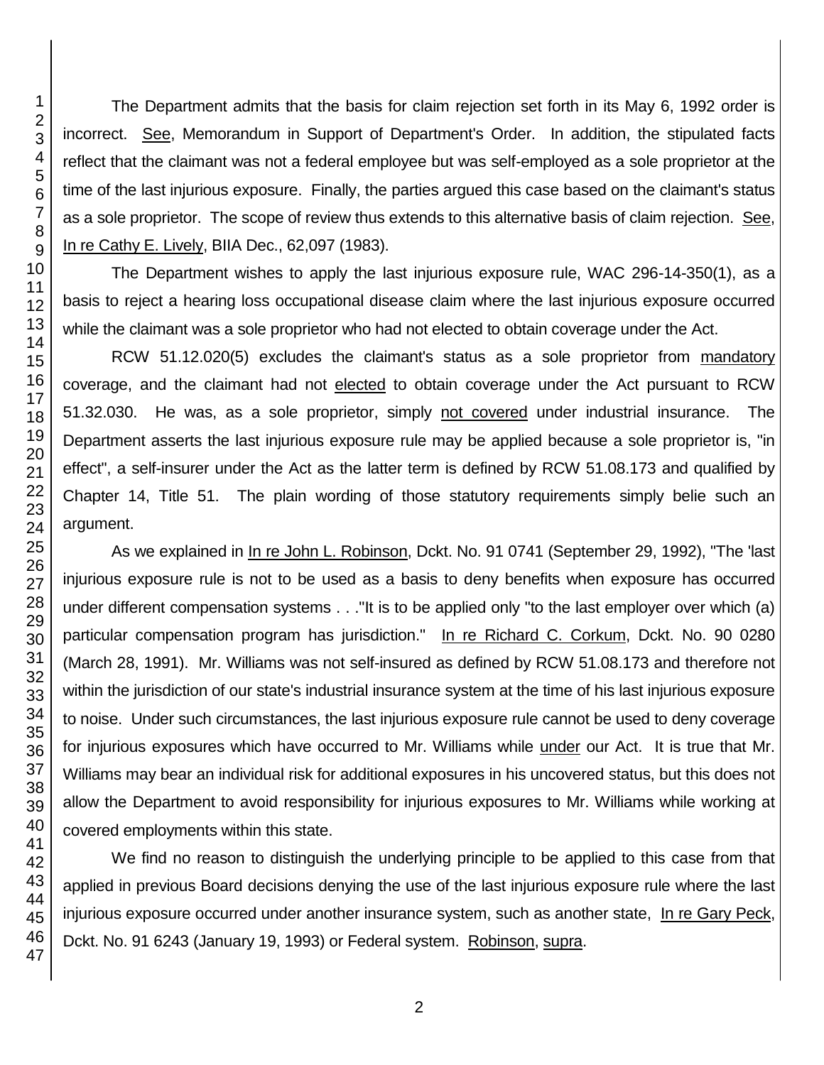The Department admits that the basis for claim rejection set forth in its May 6, 1992 order is incorrect. See, Memorandum in Support of Department's Order. In addition, the stipulated facts reflect that the claimant was not a federal employee but was self-employed as a sole proprietor at the time of the last injurious exposure. Finally, the parties argued this case based on the claimant's status as a sole proprietor. The scope of review thus extends to this alternative basis of claim rejection. See, In re Cathy E. Lively, BIIA Dec., 62,097 (1983).

The Department wishes to apply the last injurious exposure rule, WAC 296-14-350(1), as a basis to reject a hearing loss occupational disease claim where the last injurious exposure occurred while the claimant was a sole proprietor who had not elected to obtain coverage under the Act.

RCW 51.12.020(5) excludes the claimant's status as a sole proprietor from mandatory coverage, and the claimant had not elected to obtain coverage under the Act pursuant to RCW 51.32.030. He was, as a sole proprietor, simply not covered under industrial insurance. The Department asserts the last injurious exposure rule may be applied because a sole proprietor is, "in effect", a self-insurer under the Act as the latter term is defined by RCW 51.08.173 and qualified by Chapter 14, Title 51. The plain wording of those statutory requirements simply belie such an argument.

As we explained in In re John L. Robinson, Dckt. No. 91 0741 (September 29, 1992), "The 'last injurious exposure rule is not to be used as a basis to deny benefits when exposure has occurred under different compensation systems . . ."It is to be applied only "to the last employer over which (a) particular compensation program has jurisdiction." In re Richard C. Corkum, Dckt. No. 90 0280 (March 28, 1991). Mr. Williams was not self-insured as defined by RCW 51.08.173 and therefore not within the jurisdiction of our state's industrial insurance system at the time of his last injurious exposure to noise. Under such circumstances, the last injurious exposure rule cannot be used to deny coverage for injurious exposures which have occurred to Mr. Williams while under our Act. It is true that Mr. Williams may bear an individual risk for additional exposures in his uncovered status, but this does not allow the Department to avoid responsibility for injurious exposures to Mr. Williams while working at covered employments within this state.

We find no reason to distinguish the underlying principle to be applied to this case from that applied in previous Board decisions denying the use of the last injurious exposure rule where the last injurious exposure occurred under another insurance system, such as another state, In re Gary Peck, Dckt. No. 91 6243 (January 19, 1993) or Federal system. Robinson, supra.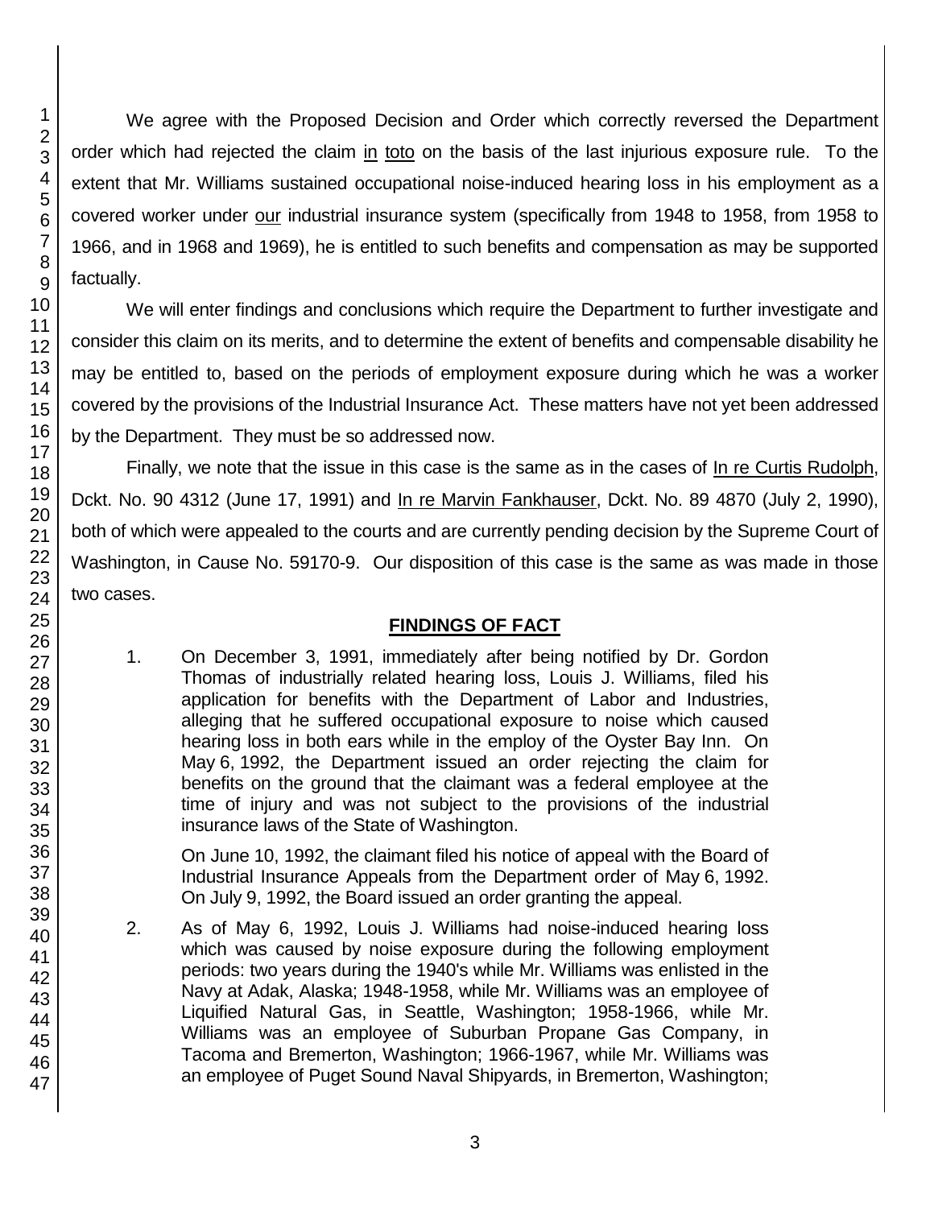We agree with the Proposed Decision and Order which correctly reversed the Department order which had rejected the claim in toto on the basis of the last injurious exposure rule. To the extent that Mr. Williams sustained occupational noise-induced hearing loss in his employment as a covered worker under our industrial insurance system (specifically from 1948 to 1958, from 1958 to 1966, and in 1968 and 1969), he is entitled to such benefits and compensation as may be supported factually.

We will enter findings and conclusions which require the Department to further investigate and consider this claim on its merits, and to determine the extent of benefits and compensable disability he may be entitled to, based on the periods of employment exposure during which he was a worker covered by the provisions of the Industrial Insurance Act. These matters have not yet been addressed by the Department. They must be so addressed now.

Finally, we note that the issue in this case is the same as in the cases of In re Curtis Rudolph, Dckt. No. 90 4312 (June 17, 1991) and In re Marvin Fankhauser, Dckt. No. 89 4870 (July 2, 1990), both of which were appealed to the courts and are currently pending decision by the Supreme Court of Washington, in Cause No. 59170-9. Our disposition of this case is the same as was made in those two cases.

## FINDINGS OF FACT

1. On December 3, 1991, immediately after being notified by Dr. Gordon Thomas of industrially related hearing loss, Louis J. Williams, filed his application for benefits with the Department of Labor and Industries, alleging that he suffered occupational exposure to noise which caused hearing loss in both ears while in the employ of the Oyster Bay Inn. On May 6, 1992, the Department issued an order rejecting the claim for benefits on the ground that the claimant was a federal employee at the time of injury and was not subject to the provisions of the industrial insurance laws of the State of Washington.

   On June 10, 1992, the claimant filed his notice of appeal with the Board of Industrial Insurance Appeals from the Department order of May 6, 1992. On July 9, 1992, the Board issued an order granting the appeal.

2. As of May 6, 1992, Louis J. Williams had noise-induced hearing loss which was caused by noise exposure during the following employment periods: two years during the 1940's while Mr. Williams was enlisted in the Navy at Adak, Alaska; 1948-1958, while Mr. Williams was an employee of Liquified Natural Gas, in Seattle, Washington; 1958-1966, while Mr. Williams was an employee of Suburban Propane Gas Company, in Tacoma and Bremerton, Washington; 1966-1967, while Mr. Williams was an employee of Puget Sound Naval Shipyards, in Bremerton, Washington;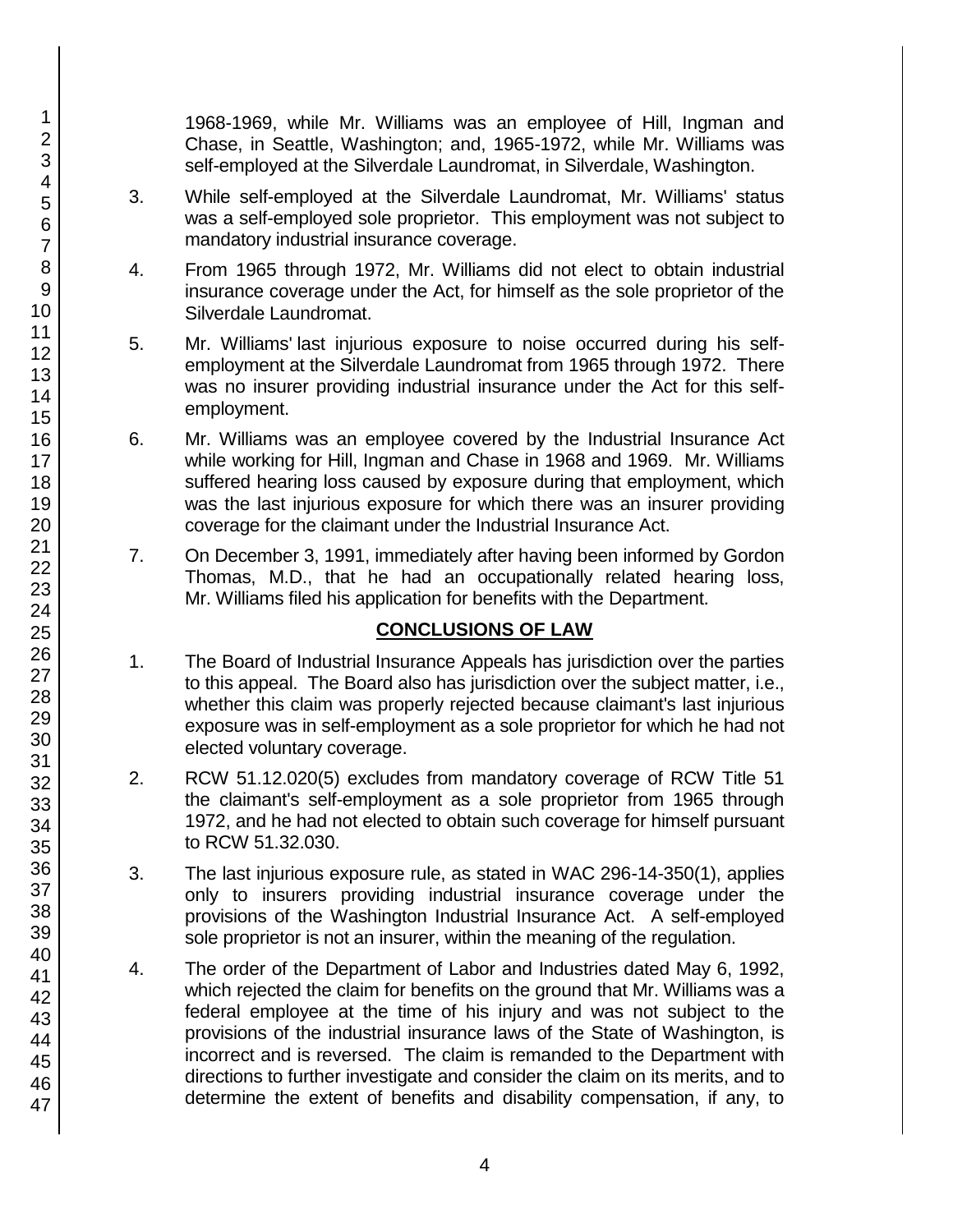1968-1969, while Mr. Williams was an employee of Hill, Ingman and Chase, in Seattle, Washington; and, 1965-1972, while Mr. Williams was self-employed at the Silverdale Laundromat, in Silverdale, Washington.

3. While self-employed at the Silverdale Laundromat, Mr. Williams' status was a self-employed sole proprietor. This employment was not subject to mandatory industrial insurance coverage.

4. From 1965 through 1972, Mr. Williams did not elect to obtain industrial insurance coverage under the Act, for himself as the sole proprietor of the Silverdale Laundromat.

5. Mr. Williams' last injurious exposure to noise occurred during his self-employment at the Silverdale Laundromat from 1965 through 1972. There was no insurer providing industrial insurance under the Act for this self-employment.

6. Mr. Williams was an employee covered by the Industrial Insurance Act while working for Hill, Ingman and Chase in 1968 and 1969. Mr. Williams suffered hearing loss caused by exposure during that employment, which was the last injurious exposure for which there was an insurer providing coverage for the claimant under the Industrial Insurance Act.

7. On December 3, 1991, immediately after having been informed by Gordon Thomas, M.D., that he had an occupationally related hearing loss, Mr. Williams filed his application for benefits with the Department.

## CONCLUSIONS OF LAW

1. The Board of Industrial Insurance Appeals has jurisdiction over the parties to this appeal. The Board also has jurisdiction over the subject matter, i.e., whether this claim was properly rejected because claimant's last injurious exposure was in self-employment as a sole proprietor for which he had not elected voluntary coverage.

2. RCW 51.12.020(5) excludes from mandatory coverage of RCW Title 51 the claimant's self-employment as a sole proprietor from 1965 through 1972, and he had not elected to obtain such coverage for himself pursuant to RCW 51.32.030.

3. The last injurious exposure rule, as stated in WAC 296-14-350(1), applies only to insurers providing industrial insurance coverage under the provisions of the Washington Industrial Insurance Act. A self-employed sole proprietor is not an insurer, within the meaning of the regulation.

4. The order of the Department of Labor and Industries dated May 6, 1992, which rejected the claim for benefits on the ground that Mr. Williams was a federal employee at the time of his injury and was not subject to the provisions of the industrial insurance laws of the State of Washington, is incorrect and is reversed. The claim is remanded to the Department with directions to further investigate and consider the claim on its merits, and to determine the extent of benefits and disability compensation, if any, to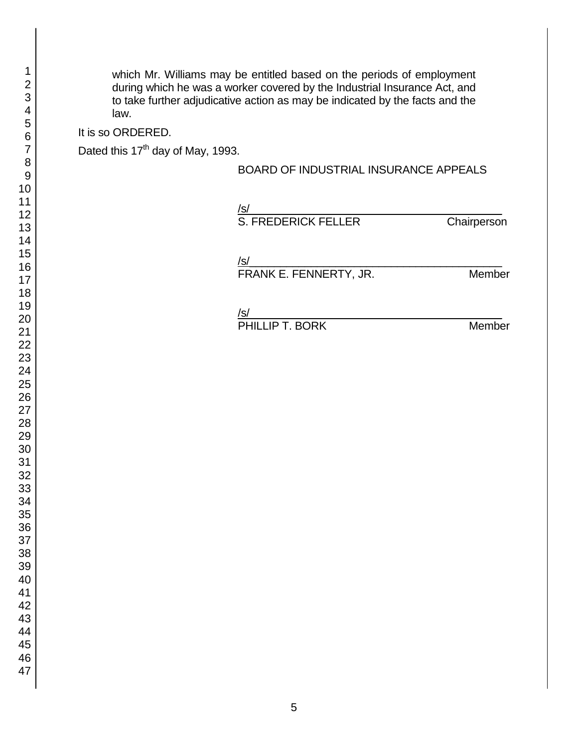which Mr. Williams may be entitled based on the periods of employment during which he was a worker covered by the Industrial Insurance Act, and to take further adjudicative action as may be indicated by the facts and the law.

It is so ORDERED.

Dated this 17th day of May, 1993.

BOARD OF INDUSTRIAL INSURANCE APPEALS

/s/
S. FREDERICK FELLER Chairperson

/s/
FRANK E. FENNERTY, JR. Member

/s/
PHILLIP T. BORK Member